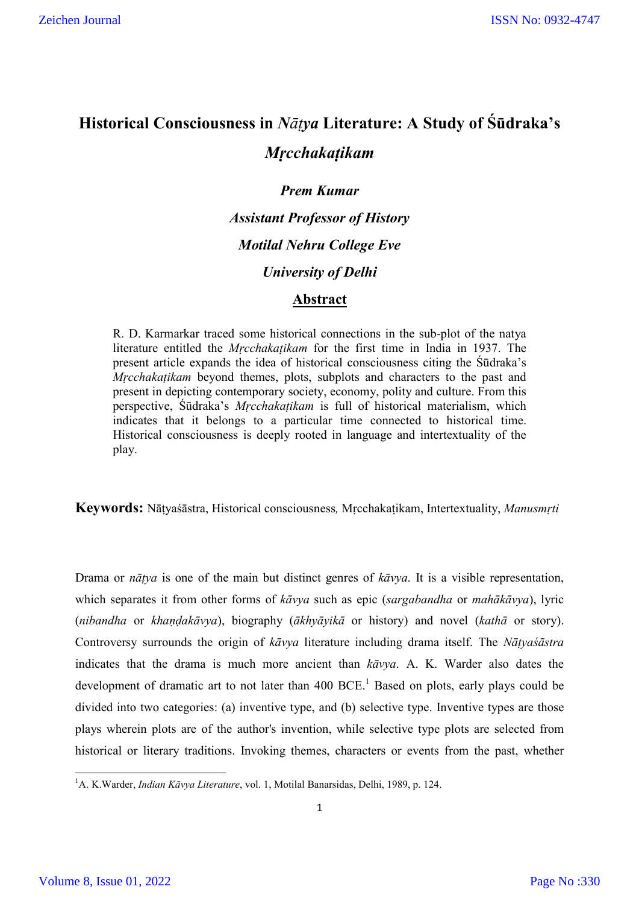# Historical Consciousness in *Nāṭya* Literature: A Study of Śūdraka's *Mṛcchakaṭikam*

***Prem Kumar***

***Assistant Professor of History***

***Motilal Nehru College Eve***

***University of Delhi***

## Abstract

R. D. Karmarkar traced some historical connections in the sub-plot of the natya literature entitled the *Mṛcchakaṭikam* for the first time in India in 1937. The present article expands the idea of historical consciousness citing the Śūdraka's *Mṛcchakaṭikam* beyond themes, plots, subplots and characters to the past and present in depicting contemporary society, economy, polity and culture. From this perspective, Śūdraka's *Mṛcchakaṭikam* is full of historical materialism, which indicates that it belongs to a particular time connected to historical time. Historical consciousness is deeply rooted in language and intertextuality of the play.

**Keywords:** Nāṭyaśāstra, Historical consciousness, Mṛcchakaṭikam, Intertextuality, *Manusmṛti*

Drama or *nāṭya* is one of the main but distinct genres of *kāvya*. It is a visible representation, which separates it from other forms of *kāvya* such as epic (*sargabandha* or *mahākāvya*), lyric (*nibandha* or *khaṇḍakāvya*), biography (*ākhyāyikā* or history) and novel (*kathā* or story). Controversy surrounds the origin of *kāvya* literature including drama itself. The *Nāṭyaśāstra* indicates that the drama is much more ancient than *kāvya*. A. K. Warder also dates the development of dramatic art to not later than 400 BCE.[1] Based on plots, early plays could be divided into two categories: (a) inventive type, and (b) selective type. Inventive types are those plays wherein plots are of the author's invention, while selective type plots are selected from historical or literary traditions. Invoking themes, characters or events from the past, whether

[1] A. K.Warder, *Indian Kāvya Literature*, vol. 1, Motilal Banarsidas, Delhi, 1989, p. 124.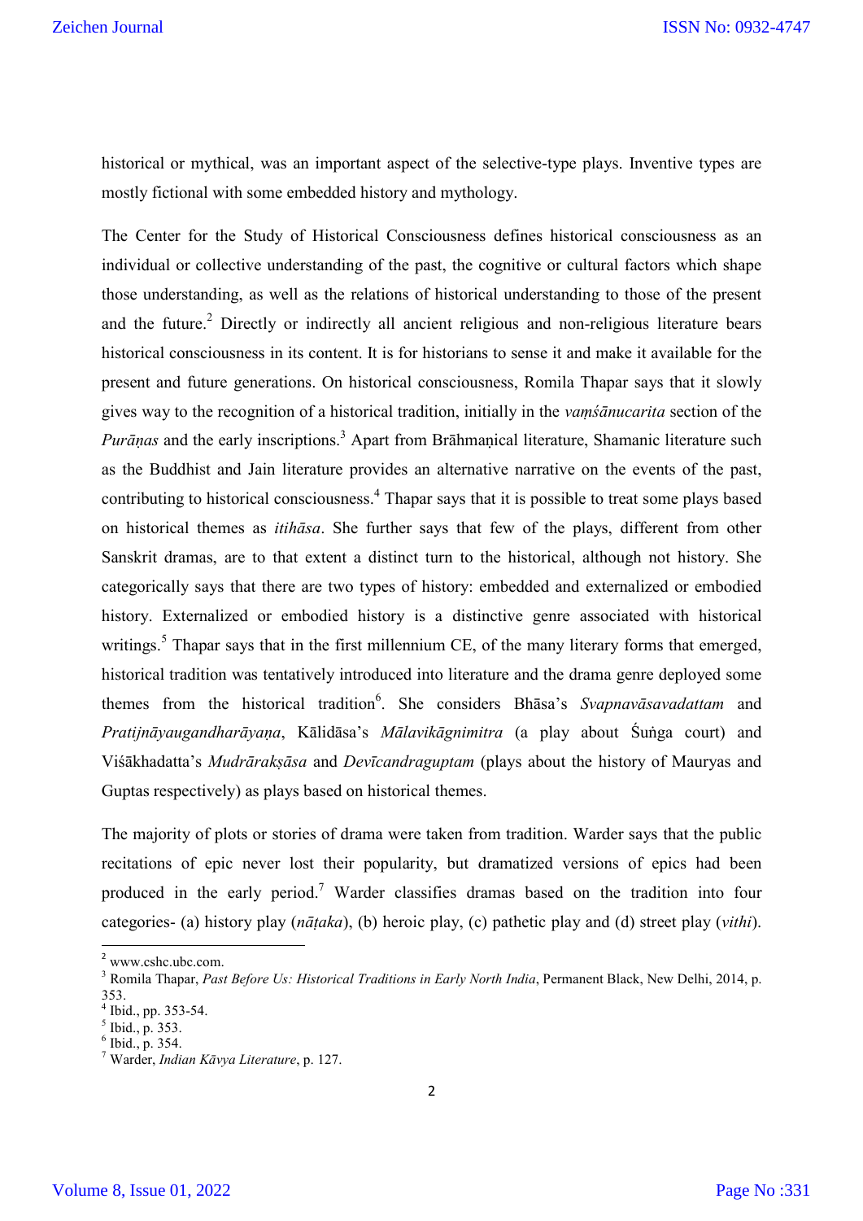historical or mythical, was an important aspect of the selective-type plays. Inventive types are mostly fictional with some embedded history and mythology.

The Center for the Study of Historical Consciousness defines historical consciousness as an individual or collective understanding of the past, the cognitive or cultural factors which shape those understanding, as well as the relations of historical understanding to those of the present and the future.[2] Directly or indirectly all ancient religious and non-religious literature bears historical consciousness in its content. It is for historians to sense it and make it available for the present and future generations. On historical consciousness, Romila Thapar says that it slowly gives way to the recognition of a historical tradition, initially in the *vaṃśānucarita* section of the *Purāṇas* and the early inscriptions.[3] Apart from Brāhmaṇical literature, Shamanic literature such as the Buddhist and Jain literature provides an alternative narrative on the events of the past, contributing to historical consciousness.[4] Thapar says that it is possible to treat some plays based on historical themes as *itihāsa*. She further says that few of the plays, different from other Sanskrit dramas, are to that extent a distinct turn to the historical, although not history. She categorically says that there are two types of history: embedded and externalized or embodied history. Externalized or embodied history is a distinctive genre associated with historical writings.[5] Thapar says that in the first millennium CE, of the many literary forms that emerged, historical tradition was tentatively introduced into literature and the drama genre deployed some themes from the historical tradition[6]. She considers Bhāsa's *Svapnavāsavadattam* and *Pratijnāyaugandharāyaṇa*, Kālidāsa's *Mālavikāgnimitra* (a play about Śuṅga court) and Viśākhadatta's *Mudrārakṣāsa* and *Devīcandraguptam* (plays about the history of Mauryas and Guptas respectively) as plays based on historical themes.

The majority of plots or stories of drama were taken from tradition. Warder says that the public recitations of epic never lost their popularity, but dramatized versions of epics had been produced in the early period.[7] Warder classifies dramas based on the tradition into four categories- (a) history play (*nāṭaka*), (b) heroic play, (c) pathetic play and (d) street play (*vithi*).

---

[2] www.cshc.ubc.com.

[3] Romila Thapar, *Past Before Us: Historical Traditions in Early North India*, Permanent Black, New Delhi, 2014, p. 353.

[4] Ibid., pp. 353-54.

[5] Ibid., p. 353.

[6] Ibid., p. 354.

[7] Warder, *Indian Kāvya Literature*, p. 127.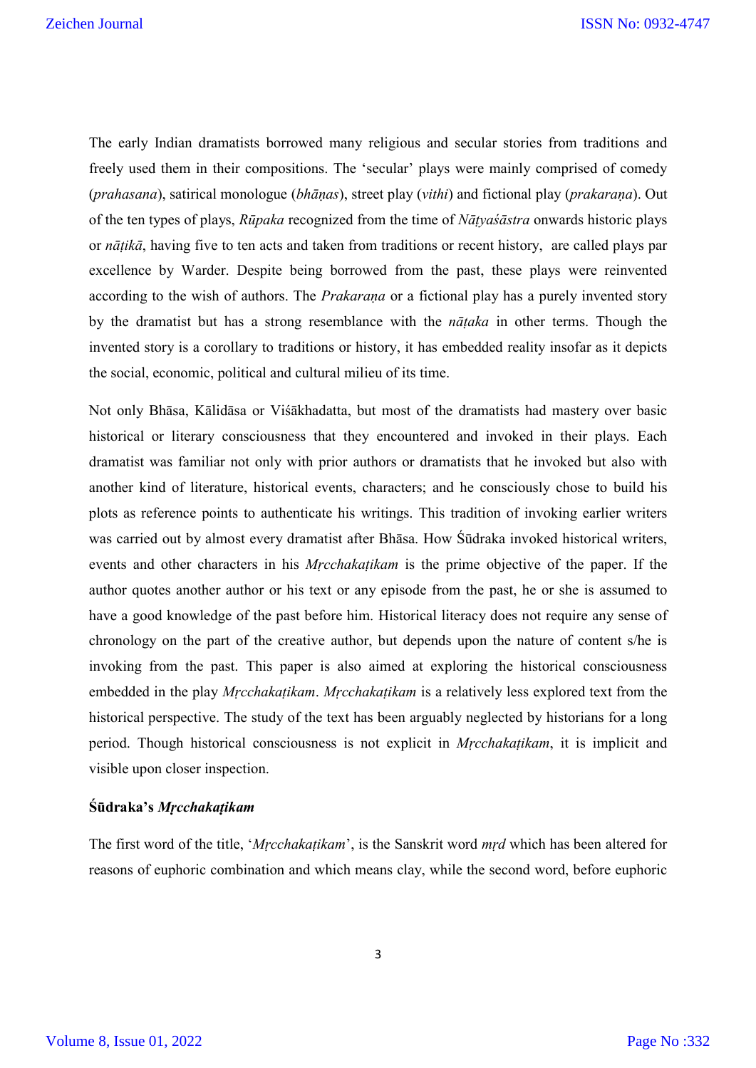The early Indian dramatists borrowed many religious and secular stories from traditions and freely used them in their compositions. The 'secular' plays were mainly comprised of comedy (*prahasana*), satirical monologue (*bhāṇas*), street play (*vithi*) and fictional play (*prakaraṇa*). Out of the ten types of plays, *Rūpaka* recognized from the time of *Nāṭyaśāstra* onwards historic plays or *nāṭikā*, having five to ten acts and taken from traditions or recent history, are called plays par excellence by Warder. Despite being borrowed from the past, these plays were reinvented according to the wish of authors. The *Prakaraṇa* or a fictional play has a purely invented story by the dramatist but has a strong resemblance with the *nāṭaka* in other terms. Though the invented story is a corollary to traditions or history, it has embedded reality insofar as it depicts the social, economic, political and cultural milieu of its time.

Not only Bhāsa, Kālidāsa or Viśākhadatta, but most of the dramatists had mastery over basic historical or literary consciousness that they encountered and invoked in their plays. Each dramatist was familiar not only with prior authors or dramatists that he invoked but also with another kind of literature, historical events, characters; and he consciously chose to build his plots as reference points to authenticate his writings. This tradition of invoking earlier writers was carried out by almost every dramatist after Bhāsa. How Śūdraka invoked historical writers, events and other characters in his *Mṛcchakaṭikam* is the prime objective of the paper. If the author quotes another author or his text or any episode from the past, he or she is assumed to have a good knowledge of the past before him. Historical literacy does not require any sense of chronology on the part of the creative author, but depends upon the nature of content s/he is invoking from the past. This paper is also aimed at exploring the historical consciousness embedded in the play *Mṛcchakaṭikam*. *Mṛcchakaṭikam* is a relatively less explored text from the historical perspective. The study of the text has been arguably neglected by historians for a long period. Though historical consciousness is not explicit in *Mṛcchakaṭikam*, it is implicit and visible upon closer inspection.

**Śūdraka's *Mṛcchakaṭikam***

The first word of the title, '*Mṛcchakaṭikam*', is the Sanskrit word *mṛd* which has been altered for reasons of euphoric combination and which means clay, while the second word, before euphoric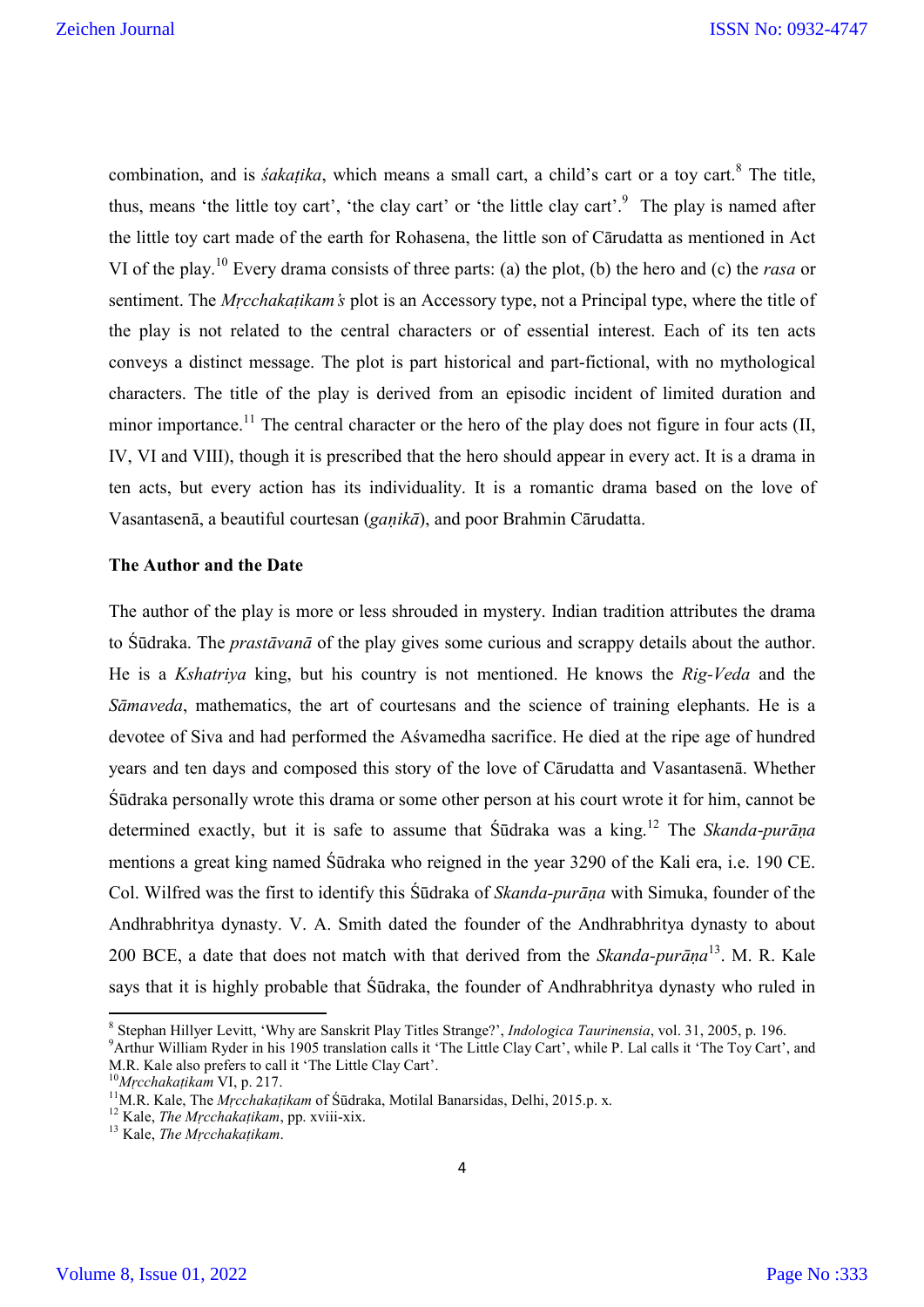combination, and is *śakaṭika*, which means a small cart, a child's cart or a toy cart.[8] The title, thus, means 'the little toy cart', 'the clay cart' or 'the little clay cart'.[9] The play is named after the little toy cart made of the earth for Rohasena, the little son of Cārudatta as mentioned in Act VI of the play.[10] Every drama consists of three parts: (a) the plot, (b) the hero and (c) the *rasa* or sentiment. The *Mṛcchakaṭikam's* plot is an Accessory type, not a Principal type, where the title of the play is not related to the central characters or of essential interest. Each of its ten acts conveys a distinct message. The plot is part historical and part-fictional, with no mythological characters. The title of the play is derived from an episodic incident of limited duration and minor importance.[11] The central character or the hero of the play does not figure in four acts (II, IV, VI and VIII), though it is prescribed that the hero should appear in every act. It is a drama in ten acts, but every action has its individuality. It is a romantic drama based on the love of Vasantasenā, a beautiful courtesan (*gaṇikā*), and poor Brahmin Cārudatta.

**The Author and the Date**

The author of the play is more or less shrouded in mystery. Indian tradition attributes the drama to Śūdraka. The *prastāvanā* of the play gives some curious and scrappy details about the author. He is a *Kshatriya* king, but his country is not mentioned. He knows the *Rig-Veda* and the *Sāmaveda*, mathematics, the art of courtesans and the science of training elephants. He is a devotee of Siva and had performed the Aśvamedha sacrifice. He died at the ripe age of hundred years and ten days and composed this story of the love of Cārudatta and Vasantasenā. Whether Śūdraka personally wrote this drama or some other person at his court wrote it for him, cannot be determined exactly, but it is safe to assume that Śūdraka was a king.[12] The *Skanda-purāṇa* mentions a great king named Śūdraka who reigned in the year 3290 of the Kali era, i.e. 190 CE. Col. Wilfred was the first to identify this Śūdraka of *Skanda-purāṇa* with Simuka, founder of the Andhrabhritya dynasty. V. A. Smith dated the founder of the Andhrabhritya dynasty to about 200 BCE, a date that does not match with that derived from the *Skanda-purāṇa*[13]. M. R. Kale says that it is highly probable that Śūdraka, the founder of Andhrabhritya dynasty who ruled in

---

[8] Stephan Hillyer Levitt, 'Why are Sanskrit Play Titles Strange?', *Indologica Taurinensia*, vol. 31, 2005, p. 196.

[9] Arthur William Ryder in his 1905 translation calls it 'The Little Clay Cart', while P. Lal calls it 'The Toy Cart', and M.R. Kale also prefers to call it 'The Little Clay Cart'.

[10] *Mṛcchakaṭikam* VI, p. 217.

[11] M.R. Kale, The *Mṛcchakaṭikam* of Śūdraka, Motilal Banarsidas, Delhi, 2015.p. x.

[12] Kale, *The Mṛcchakaṭikam*, pp. xviii-xix.

[13] Kale, *The Mṛcchakaṭikam*.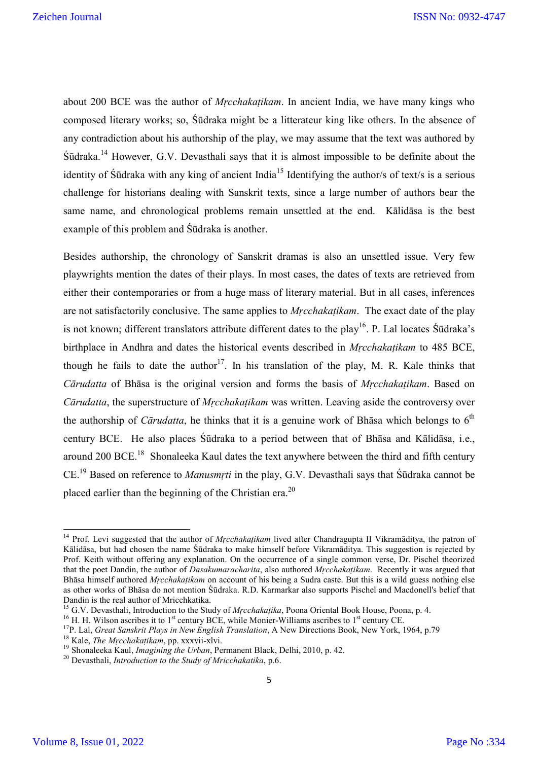about 200 BCE was the author of *Mṛcchakaṭikam*. In ancient India, we have many kings who composed literary works; so, Śūdraka might be a litterateur king like others. In the absence of any contradiction about his authorship of the play, we may assume that the text was authored by Śūdraka.[14] However, G.V. Devasthali says that it is almost impossible to be definite about the identity of Śūdraka with any king of ancient India[15] Identifying the author/s of text/s is a serious challenge for historians dealing with Sanskrit texts, since a large number of authors bear the same name, and chronological problems remain unsettled at the end. Kālidāsa is the best example of this problem and Śūdraka is another.

Besides authorship, the chronology of Sanskrit dramas is also an unsettled issue. Very few playwrights mention the dates of their plays. In most cases, the dates of texts are retrieved from either their contemporaries or from a huge mass of literary material. But in all cases, inferences are not satisfactorily conclusive. The same applies to *Mṛcchakaṭikam*. The exact date of the play is not known; different translators attribute different dates to the play[16]. P. Lal locates Śūdraka's birthplace in Andhra and dates the historical events described in *Mṛcchakaṭikam* to 485 BCE, though he fails to date the author[17]. In his translation of the play, M. R. Kale thinks that *Cārudatta* of Bhāsa is the original version and forms the basis of *Mṛcchakaṭikam*. Based on *Cārudatta*, the superstructure of *Mṛcchakaṭikam* was written. Leaving aside the controversy over the authorship of *Cārudatta*, he thinks that it is a genuine work of Bhāsa which belongs to 6th century BCE. He also places Śūdraka to a period between that of Bhāsa and Kālidāsa, i.e., around 200 BCE.[18] Shonaleeka Kaul dates the text anywhere between the third and fifth century CE.[19] Based on reference to *Manusmṛti* in the play, G.V. Devasthali says that Śūdraka cannot be placed earlier than the beginning of the Christian era.[20]

---

[14] Prof. Levi suggested that the author of *Mṛcchakaṭikam* lived after Chandragupta II Vikramāditya, the patron of Kālidāsa, but had chosen the name Śūdraka to make himself before Vikramāditya. This suggestion is rejected by Prof. Keith without offering any explanation. On the occurrence of a single common verse, Dr. Pischel theorized that the poet Dandin, the author of *Dasakumaracharita*, also authored *Mṛcchakaṭikam*. Recently it was argued that Bhāsa himself authored *Mṛcchakaṭikam* on account of his being a Sudra caste. But this is a wild guess nothing else as other works of Bhāsa do not mention Śūdraka. R.D. Karmarkar also supports Pischel and Macdonell's belief that Dandin is the real author of Mricchkatika.

[15] G.V. Devasthali, Introduction to the Study of *Mṛcchakaṭika*, Poona Oriental Book House, Poona, p. 4.

[16] H. H. Wilson ascribes it to 1st century BCE, while Monier-Williams ascribes to 1st century CE.

[17] P. Lal, *Great Sanskrit Plays in New English Translation*, A New Directions Book, New York, 1964, p.79

[18] Kale, *The Mṛcchakaṭikam*, pp. xxxvii-xlvi.

[19] Shonaleeka Kaul, *Imagining the Urban*, Permanent Black, Delhi, 2010, p. 42.

[20] Devasthali, *Introduction to the Study of Mricchakatika*, p.6.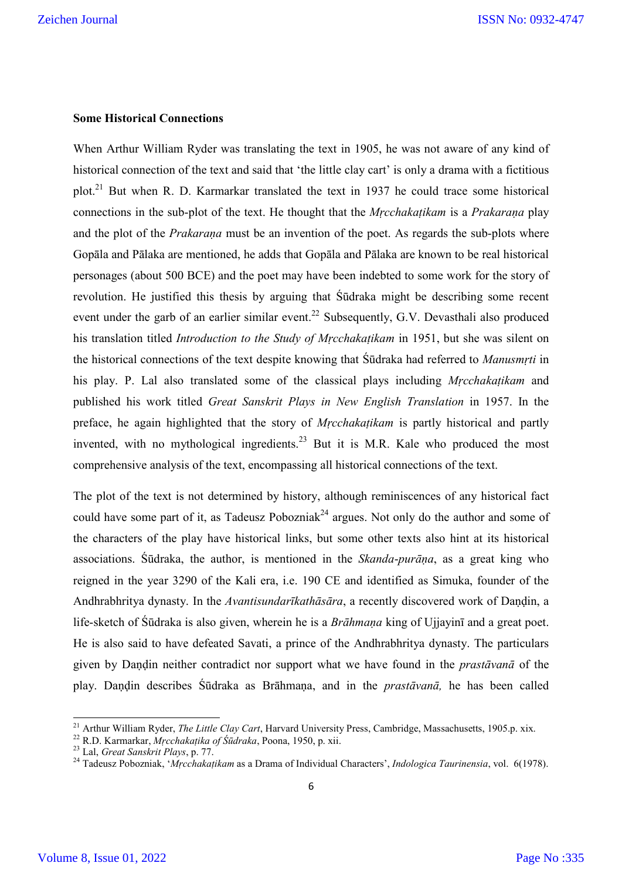**Some Historical Connections**

When Arthur William Ryder was translating the text in 1905, he was not aware of any kind of historical connection of the text and said that 'the little clay cart' is only a drama with a fictitious plot.[21] But when R. D. Karmarkar translated the text in 1937 he could trace some historical connections in the sub-plot of the text. He thought that the *Mṛcchakaṭikam* is a *Prakaraṇa* play and the plot of the *Prakaraṇa* must be an invention of the poet. As regards the sub-plots where Gopāla and Pālaka are mentioned, he adds that Gopāla and Pālaka are known to be real historical personages (about 500 BCE) and the poet may have been indebted to some work for the story of revolution. He justified this thesis by arguing that Śūdraka might be describing some recent event under the garb of an earlier similar event.[22] Subsequently, G.V. Devasthali also produced his translation titled *Introduction to the Study of Mṛcchakaṭikam* in 1951, but she was silent on the historical connections of the text despite knowing that Śūdraka had referred to *Manusmṛti* in his play. P. Lal also translated some of the classical plays including *Mṛcchakaṭikam* and published his work titled *Great Sanskrit Plays in New English Translation* in 1957. In the preface, he again highlighted that the story of *Mṛcchakaṭikam* is partly historical and partly invented, with no mythological ingredients.[23] But it is M.R. Kale who produced the most comprehensive analysis of the text, encompassing all historical connections of the text.

The plot of the text is not determined by history, although reminiscences of any historical fact could have some part of it, as Tadeusz Pobozniak[24] argues. Not only do the author and some of the characters of the play have historical links, but some other texts also hint at its historical associations. Śūdraka, the author, is mentioned in the *Skanda-purāṇa*, as a great king who reigned in the year 3290 of the Kali era, i.e. 190 CE and identified as Simuka, founder of the Andhrabhritya dynasty. In the *Avantisundarīkathāsāra*, a recently discovered work of Daṇḍin, a life-sketch of Śūdraka is also given, wherein he is a *Brāhmaṇa* king of Ujjayinī and a great poet. He is also said to have defeated Savati, a prince of the Andhrabhritya dynasty. The particulars given by Daṇḍin neither contradict nor support what we have found in the *prastāvanā* of the play. Daṇḍin describes Śūdraka as Brāhmaṇa, and in the *prastāvanā,* he has been called

---

[21] Arthur William Ryder, *The Little Clay Cart*, Harvard University Press, Cambridge, Massachusetts, 1905.p. xix.

[22] R.D. Karmarkar, *Mṛcchakaṭika of Śūdraka*, Poona, 1950, p. xii.

[23] Lal, *Great Sanskrit Plays*, p. 77.

[24] Tadeusz Pobozniak, '*Mṛcchakaṭikam* as a Drama of Individual Characters', *Indologica Taurinensia*, vol. 6(1978).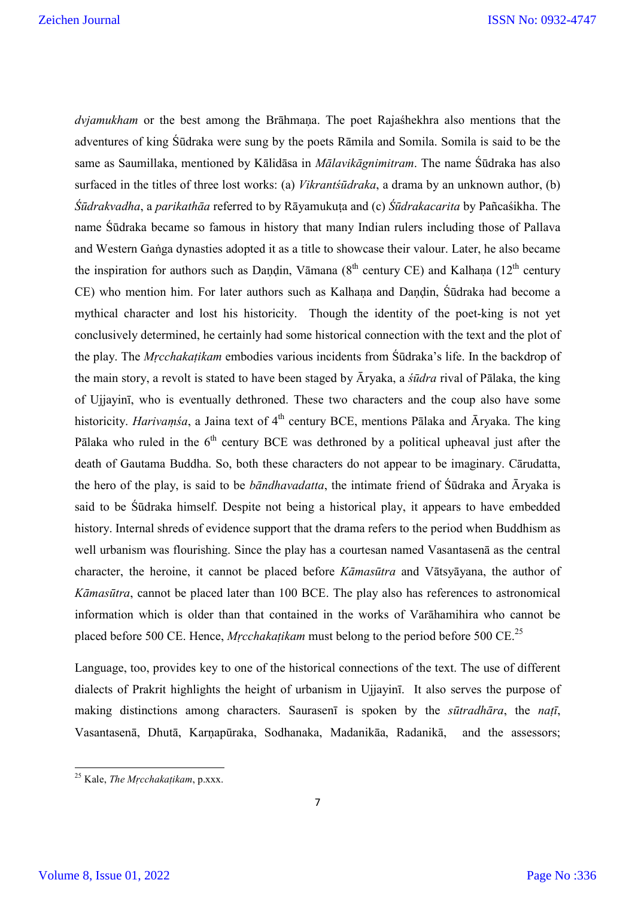*dvjamukham* or the best among the Brāhmaṇa. The poet Rajaśhekhra also mentions that the adventures of king Śūdraka were sung by the poets Rāmila and Somila. Somila is said to be the same as Saumillaka, mentioned by Kālidāsa in *Mālavikāgnimitram*. The name Śūdraka has also surfaced in the titles of three lost works: (a) *Vikrantśūdraka*, a drama by an unknown author, (b) *Śūdrakvadha*, a *parikathāa* referred to by Rāyamukuṭa and (c) *Śūdrakacarita* by Pañcaśikha. The name Śūdraka became so famous in history that many Indian rulers including those of Pallava and Western Gaṅga dynasties adopted it as a title to showcase their valour. Later, he also became the inspiration for authors such as Daṇḍin, Vāmana (8th century CE) and Kalhaṇa (12th century CE) who mention him. For later authors such as Kalhaṇa and Daṇḍin, Śūdraka had become a mythical character and lost his historicity. Though the identity of the poet-king is not yet conclusively determined, he certainly had some historical connection with the text and the plot of the play. The *Mṛcchakaṭikam* embodies various incidents from Śūdraka's life. In the backdrop of the main story, a revolt is stated to have been staged by Āryaka, a *śūdra* rival of Pālaka, the king of Ujjayinī, who is eventually dethroned. These two characters and the coup also have some historicity. *Harivaṃśa*, a Jaina text of 4th century BCE, mentions Pālaka and Āryaka. The king Pālaka who ruled in the 6th century BCE was dethroned by a political upheaval just after the death of Gautama Buddha. So, both these characters do not appear to be imaginary. Cārudatta, the hero of the play, is said to be *bāndhavadatta*, the intimate friend of Śūdraka and Āryaka is said to be Śūdraka himself. Despite not being a historical play, it appears to have embedded history. Internal shreds of evidence support that the drama refers to the period when Buddhism as well urbanism was flourishing. Since the play has a courtesan named Vasantasenā as the central character, the heroine, it cannot be placed before *Kāmasūtra* and Vātsyāyana, the author of *Kāmasūtra*, cannot be placed later than 100 BCE. The play also has references to astronomical information which is older than that contained in the works of Varāhamihira who cannot be placed before 500 CE. Hence, *Mṛcchakaṭikam* must belong to the period before 500 CE.[25]

Language, too, provides key to one of the historical connections of the text. The use of different dialects of Prakrit highlights the height of urbanism in Ujjayinī. It also serves the purpose of making distinctions among characters. Saurasenī is spoken by the *sūtradhāra*, the *naṭī*, Vasantasenā, Dhutā, Karṇapūraka, Sodhanaka, Madanikāa, Radanikā, and the assessors;

[25] Kale, *The Mṛcchakaṭikam*, p.xxx.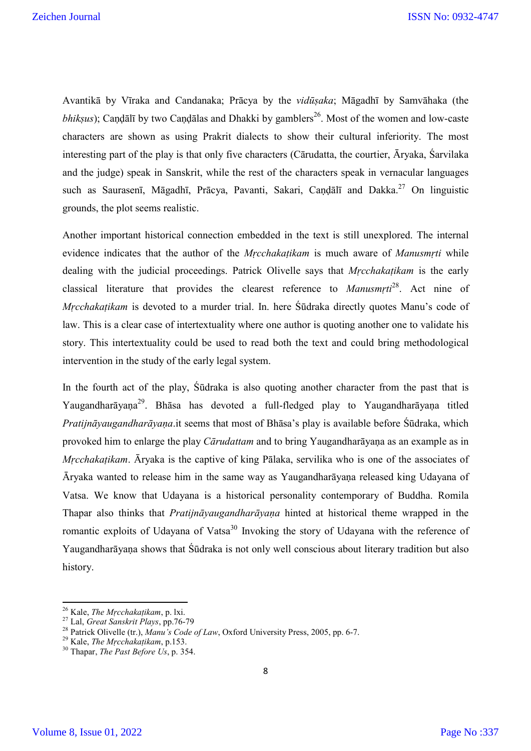Avantikā by Vīraka and Candanaka; Prācya by the *vidūṣaka*; Māgadhī by Samvāhaka (the *bhikṣus*); Caṇḍālī by two Caṇḍālas and Dhakki by gamblers[26]. Most of the women and low-caste characters are shown as using Prakrit dialects to show their cultural inferiority. The most interesting part of the play is that only five characters (Cārudatta, the courtier, Āryaka, Śarvilaka and the judge) speak in Sanskrit, while the rest of the characters speak in vernacular languages such as Saurasenī, Māgadhī, Prācya, Pavanti, Sakari, Caṇḍālī and Dakka.[27] On linguistic grounds, the plot seems realistic.

Another important historical connection embedded in the text is still unexplored. The internal evidence indicates that the author of the *Mṛcchakaṭikam* is much aware of *Manusmṛti* while dealing with the judicial proceedings. Patrick Olivelle says that *Mṛcchakaṭikam* is the early classical literature that provides the clearest reference to *Manusmṛti*[28]. Act nine of *Mṛcchakaṭikam* is devoted to a murder trial. In. here Śūdraka directly quotes Manu's code of law. This is a clear case of intertextuality where one author is quoting another one to validate his story. This intertextuality could be used to read both the text and could bring methodological intervention in the study of the early legal system.

In the fourth act of the play, Śūdraka is also quoting another character from the past that is Yaugandharāyaṇa[29]. Bhāsa has devoted a full-fledged play to Yaugandharāyaṇa titled *Pratijnāyaugandharāyaṇa*.it seems that most of Bhāsa's play is available before Śūdraka, which provoked him to enlarge the play *Cārudattam* and to bring Yaugandharāyaṇa as an example as in *Mṛcchakaṭikam*. Āryaka is the captive of king Pālaka, servilika who is one of the associates of Āryaka wanted to release him in the same way as Yaugandharāyaṇa released king Udayana of Vatsa. We know that Udayana is a historical personality contemporary of Buddha. Romila Thapar also thinks that *Pratijnāyaugandharāyaṇa* hinted at historical theme wrapped in the romantic exploits of Udayana of Vatsa[30] Invoking the story of Udayana with the reference of Yaugandharāyaṇa shows that Śūdraka is not only well conscious about literary tradition but also history.

---

[26] Kale, *The Mṛcchakaṭikam*, p. lxi.

[27] Lal, *Great Sanskrit Plays*, pp.76-79

[28] Patrick Olivelle (tr.), *Manu's Code of Law*, Oxford University Press, 2005, pp. 6-7.

[29] Kale, *The Mṛcchakaṭikam*, p.153.

[30] Thapar, *The Past Before Us*, p. 354.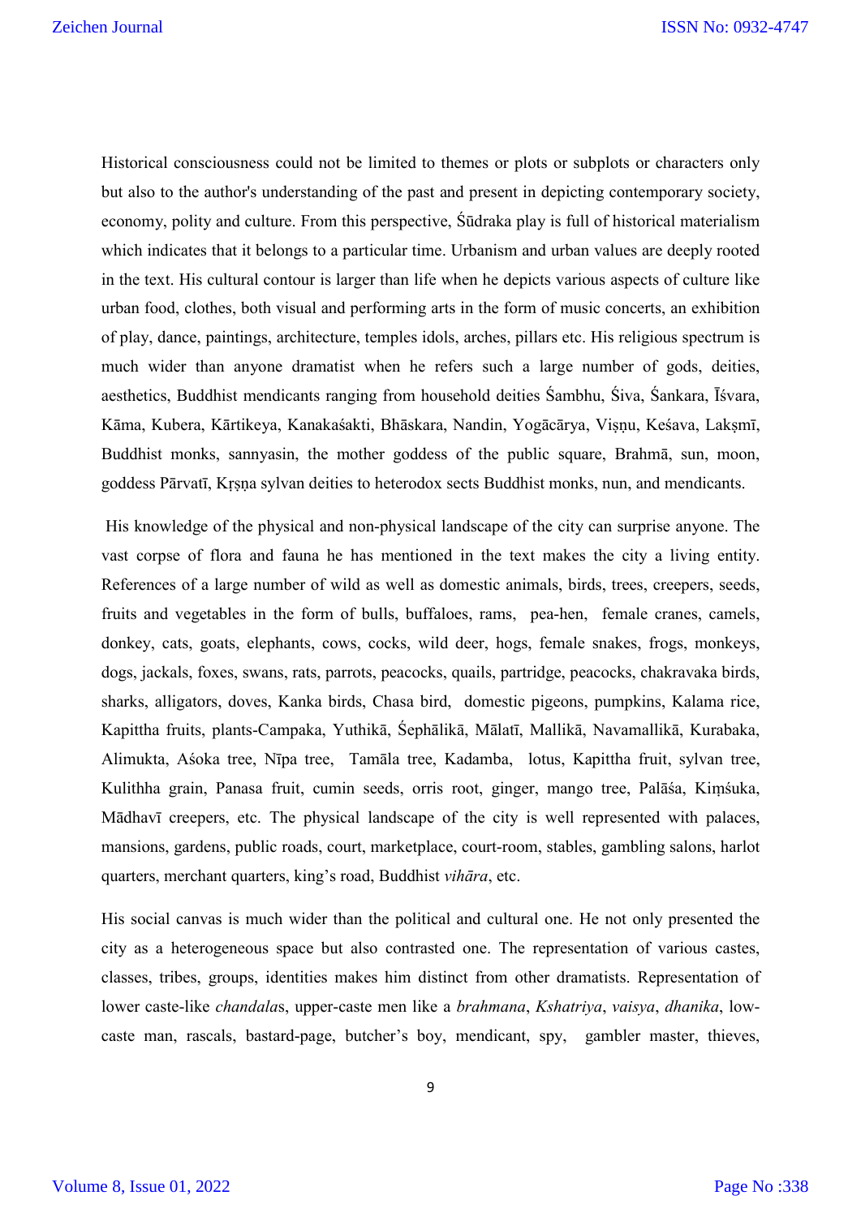Historical consciousness could not be limited to themes or plots or subplots or characters only but also to the author's understanding of the past and present in depicting contemporary society, economy, polity and culture. From this perspective, Śūdraka play is full of historical materialism which indicates that it belongs to a particular time. Urbanism and urban values are deeply rooted in the text. His cultural contour is larger than life when he depicts various aspects of culture like urban food, clothes, both visual and performing arts in the form of music concerts, an exhibition of play, dance, paintings, architecture, temples idols, arches, pillars etc. His religious spectrum is much wider than anyone dramatist when he refers such a large number of gods, deities, aesthetics, Buddhist mendicants ranging from household deities Śambhu, Śiva, Śankara, Īśvara, Kāma, Kubera, Kārtikeya, Kanakaśakti, Bhāskara, Nandin, Yogācārya, Viṣṇu, Keśava, Lakṣmī, Buddhist monks, sannyasin, the mother goddess of the public square, Brahmā, sun, moon, goddess Pārvatī, Kṛṣṇa sylvan deities to heterodox sects Buddhist monks, nun, and mendicants.

His knowledge of the physical and non-physical landscape of the city can surprise anyone. The vast corpse of flora and fauna he has mentioned in the text makes the city a living entity. References of a large number of wild as well as domestic animals, birds, trees, creepers, seeds, fruits and vegetables in the form of bulls, buffaloes, rams, pea-hen, female cranes, camels, donkey, cats, goats, elephants, cows, cocks, wild deer, hogs, female snakes, frogs, monkeys, dogs, jackals, foxes, swans, rats, parrots, peacocks, quails, partridge, peacocks, chakravaka birds, sharks, alligators, doves, Kanka birds, Chasa bird, domestic pigeons, pumpkins, Kalama rice, Kapittha fruits, plants-Campaka, Yuthikā, Śephālikā, Mālatī, Mallikā, Navamallikā, Kurabaka, Alimukta, Aśoka tree, Nīpa tree, Tamāla tree, Kadamba, lotus, Kapittha fruit, sylvan tree, Kulithha grain, Panasa fruit, cumin seeds, orris root, ginger, mango tree, Palāśa, Kiṃśuka, Mādhavī creepers, etc. The physical landscape of the city is well represented with palaces, mansions, gardens, public roads, court, marketplace, court-room, stables, gambling salons, harlot quarters, merchant quarters, king's road, Buddhist *vihāra*, etc.

His social canvas is much wider than the political and cultural one. He not only presented the city as a heterogeneous space but also contrasted one. The representation of various castes, classes, tribes, groups, identities makes him distinct from other dramatists. Representation of lower caste-like *chandala*s, upper-caste men like a *brahmana*, *Kshatriya*, *vaisya*, *dhanika*, low-caste man, rascals, bastard-page, butcher's boy, mendicant, spy, gambler master, thieves,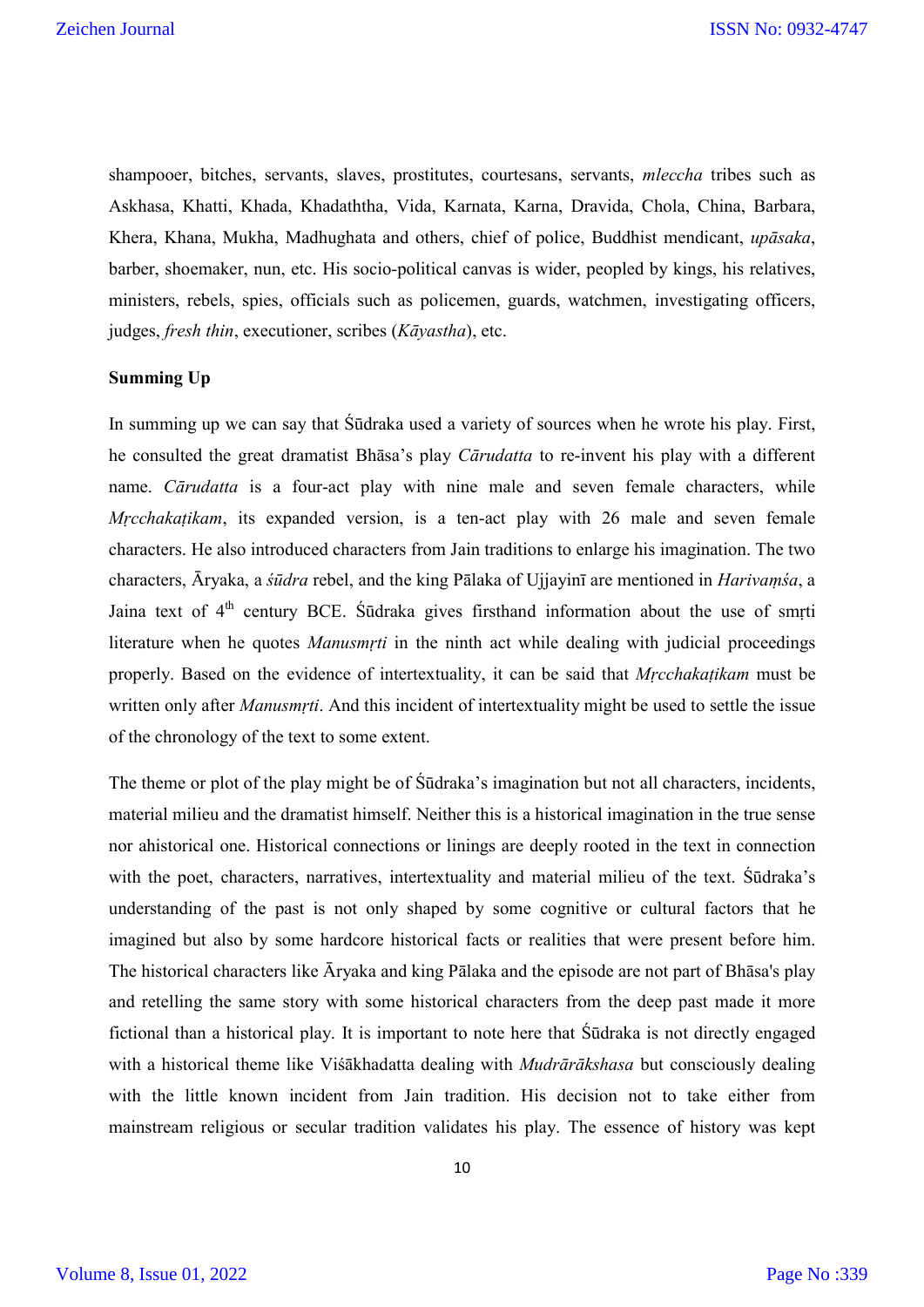shampooer, bitches, servants, slaves, prostitutes, courtesans, servants, *mleccha* tribes such as Askhasa, Khatti, Khada, Khadaththa, Vida, Karnata, Karna, Dravida, Chola, China, Barbara, Khera, Khana, Mukha, Madhughata and others, chief of police, Buddhist mendicant, *upāsaka*, barber, shoemaker, nun, etc. His socio-political canvas is wider, peopled by kings, his relatives, ministers, rebels, spies, officials such as policemen, guards, watchmen, investigating officers, judges, *fresh thin*, executioner, scribes (*Kāyastha*), etc.

**Summing Up**

In summing up we can say that Śūdraka used a variety of sources when he wrote his play. First, he consulted the great dramatist Bhāsa's play *Cārudatta* to re-invent his play with a different name. *Cārudatta* is a four-act play with nine male and seven female characters, while *Mṛcchakaṭikam*, its expanded version, is a ten-act play with 26 male and seven female characters. He also introduced characters from Jain traditions to enlarge his imagination. The two characters, Āryaka, a *śūdra* rebel, and the king Pālaka of Ujjayinī are mentioned in *Harivaṃśa*, a Jaina text of 4th century BCE. Śūdraka gives firsthand information about the use of smṛti literature when he quotes *Manusmṛti* in the ninth act while dealing with judicial proceedings properly. Based on the evidence of intertextuality, it can be said that *Mṛcchakaṭikam* must be written only after *Manusmṛti*. And this incident of intertextuality might be used to settle the issue of the chronology of the text to some extent.

The theme or plot of the play might be of Śūdraka's imagination but not all characters, incidents, material milieu and the dramatist himself. Neither this is a historical imagination in the true sense nor ahistorical one. Historical connections or linings are deeply rooted in the text in connection with the poet, characters, narratives, intertextuality and material milieu of the text. Śūdraka's understanding of the past is not only shaped by some cognitive or cultural factors that he imagined but also by some hardcore historical facts or realities that were present before him. The historical characters like Āryaka and king Pālaka and the episode are not part of Bhāsa's play and retelling the same story with some historical characters from the deep past made it more fictional than a historical play. It is important to note here that Śūdraka is not directly engaged with a historical theme like Viśākhadatta dealing with *Mudrārākshasa* but consciously dealing with the little known incident from Jain tradition. His decision not to take either from mainstream religious or secular tradition validates his play. The essence of history was kept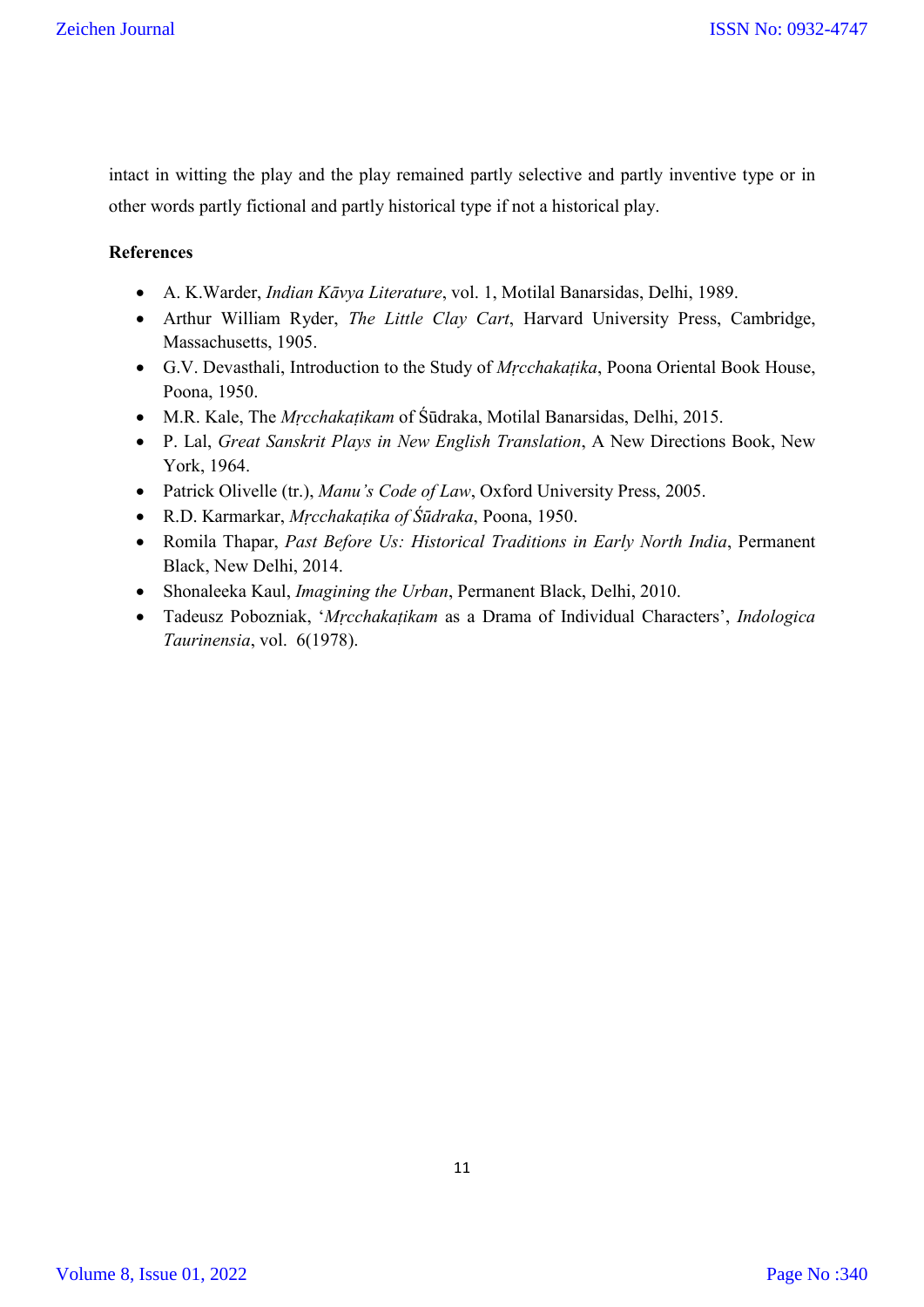intact in witting the play and the play remained partly selective and partly inventive type or in other words partly fictional and partly historical type if not a historical play.

**References**

- A. K.Warder, *Indian Kāvya Literature*, vol. 1, Motilal Banarsidas, Delhi, 1989.
- Arthur William Ryder, *The Little Clay Cart*, Harvard University Press, Cambridge, Massachusetts, 1905.
- G.V. Devasthali, Introduction to the Study of *Mṛcchakaṭika*, Poona Oriental Book House, Poona, 1950.
- M.R. Kale, The *Mṛcchakaṭikam* of Śūdraka, Motilal Banarsidas, Delhi, 2015.
- P. Lal, *Great Sanskrit Plays in New English Translation*, A New Directions Book, New York, 1964.
- Patrick Olivelle (tr.), *Manu's Code of Law*, Oxford University Press, 2005.
- R.D. Karmarkar, *Mṛcchakaṭika of Śūdraka*, Poona, 1950.
- Romila Thapar, *Past Before Us: Historical Traditions in Early North India*, Permanent Black, New Delhi, 2014.
- Shonaleeka Kaul, *Imagining the Urban*, Permanent Black, Delhi, 2010.
- Tadeusz Pobozniak, '*Mṛcchakaṭikam* as a Drama of Individual Characters', *Indologica Taurinensia*, vol. 6(1978).